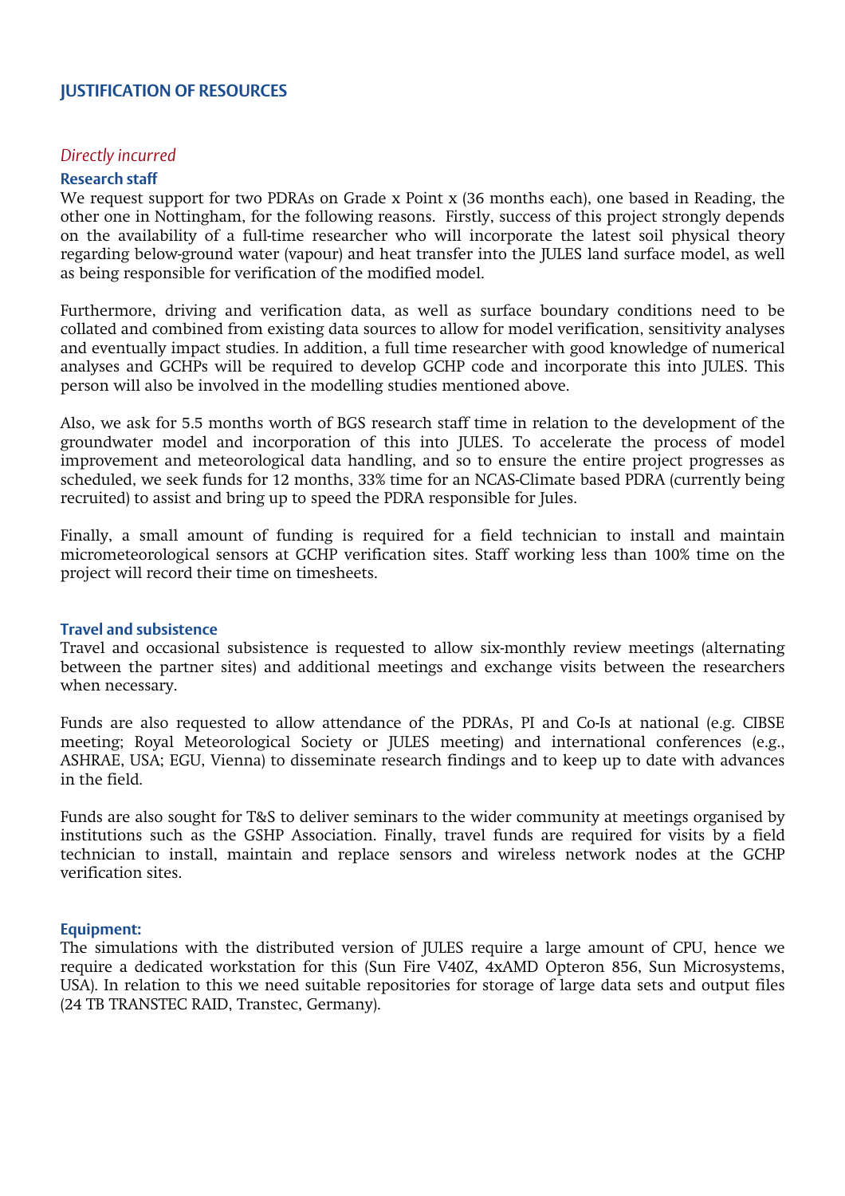# JUSTIFICATION OF RESOURCES

*Directly incurred*

### Research staff

We request support for two PDRAs on Grade x Point x (36 months each), one based in Reading, the other one in Nottingham, for the following reasons. Firstly, success of this project strongly depends on the availability of a full-time researcher who will incorporate the latest soil physical theory regarding below-ground water (vapour) and heat transfer into the JULES land surface model, as well as being responsible for verification of the modified model.

Furthermore, driving and verification data, as well as surface boundary conditions need to be collated and combined from existing data sources to allow for model verification, sensitivity analyses and eventually impact studies. In addition, a full time researcher with good knowledge of numerical analyses and GCHPs will be required to develop GCHP code and incorporate this into JULES. This person will also be involved in the modelling studies mentioned above.

Also, we ask for 5.5 months worth of BGS research staff time in relation to the development of the groundwater model and incorporation of this into JULES. To accelerate the process of model improvement and meteorological data handling, and so to ensure the entire project progresses as scheduled, we seek funds for 12 months, 33% time for an NCAS-Climate based PDRA (currently being recruited) to assist and bring up to speed the PDRA responsible for Jules.

Finally, a small amount of funding is required for a field technician to install and maintain micrometeorological sensors at GCHP verification sites. Staff working less than 100% time on the project will record their time on timesheets.

### Travel and subsistence

Travel and occasional subsistence is requested to allow six-monthly review meetings (alternating between the partner sites) and additional meetings and exchange visits between the researchers when necessary.

Funds are also requested to allow attendance of the PDRAs, PI and Co-Is at national (e.g. CIBSE meeting; Royal Meteorological Society or JULES meeting) and international conferences (e.g., ASHRAE, USA; EGU, Vienna) to disseminate research findings and to keep up to date with advances in the field.

Funds are also sought for T&S to deliver seminars to the wider community at meetings organised by institutions such as the GSHP Association. Finally, travel funds are required for visits by a field technician to install, maintain and replace sensors and wireless network nodes at the GCHP verification sites.

### Equipment:

The simulations with the distributed version of JULES require a large amount of CPU, hence we require a dedicated workstation for this (Sun Fire V40Z, 4xAMD Opteron 856, Sun Microsystems, USA). In relation to this we need suitable repositories for storage of large data sets and output files (24 TB TRANSTEC RAID, Transtec, Germany).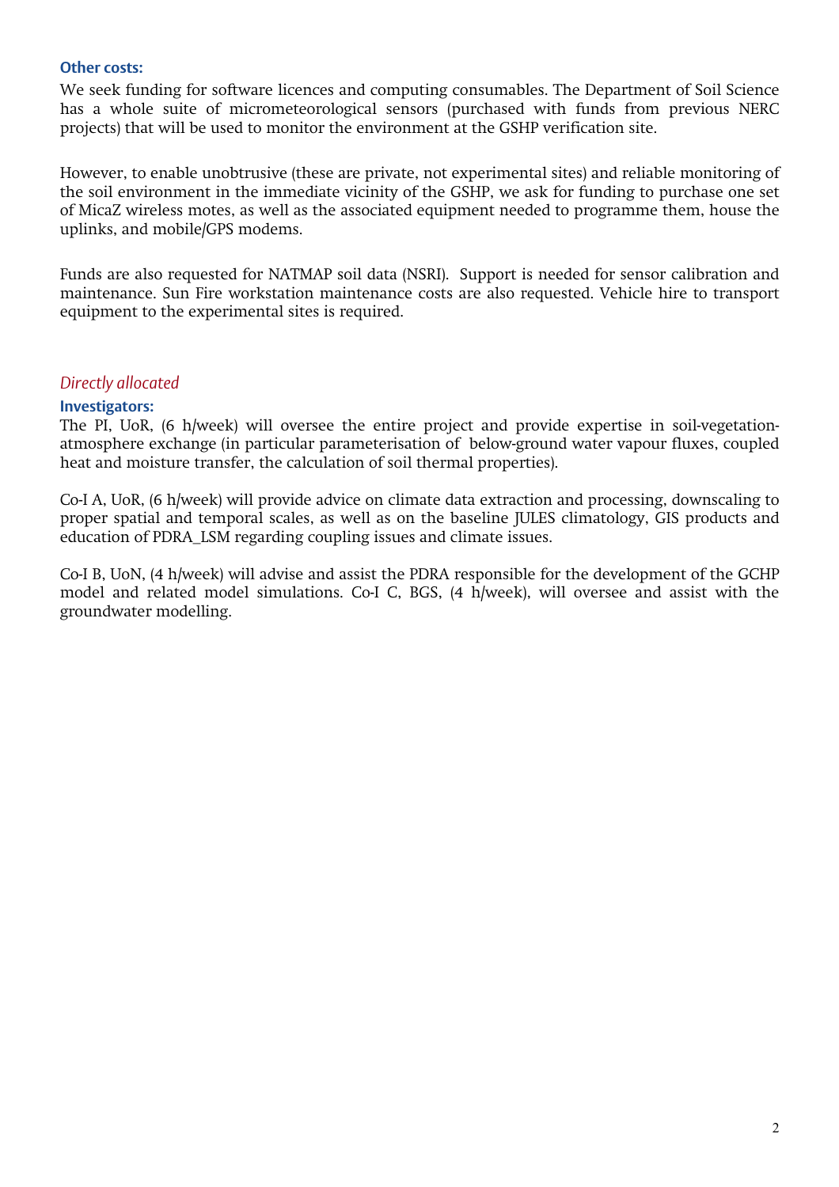**Other costs:**

We seek funding for software licences and computing consumables. The Department of Soil Science has a whole suite of micrometeorological sensors (purchased with funds from previous NERC projects) that will be used to monitor the environment at the GSHP verification site.

However, to enable unobtrusive (these are private, not experimental sites) and reliable monitoring of the soil environment in the immediate vicinity of the GSHP, we ask for funding to purchase one set of MicaZ wireless motes, as well as the associated equipment needed to programme them, house the uplinks, and mobile/GPS modems.

Funds are also requested for NATMAP soil data (NSRI). Support is needed for sensor calibration and maintenance. Sun Fire workstation maintenance costs are also requested. Vehicle hire to transport equipment to the experimental sites is required.

*Directly allocated*

**Investigators:**

The PI, UoR, (6 h/week) will oversee the entire project and provide expertise in soil-vegetation-atmosphere exchange (in particular parameterisation of below-ground water vapour fluxes, coupled heat and moisture transfer, the calculation of soil thermal properties).

Co-I A, UoR, (6 h/week) will provide advice on climate data extraction and processing, downscaling to proper spatial and temporal scales, as well as on the baseline JULES climatology, GIS products and education of PDRA_LSM regarding coupling issues and climate issues.

Co-I B, UoN, (4 h/week) will advise and assist the PDRA responsible for the development of the GCHP model and related model simulations. Co-I C, BGS, (4 h/week), will oversee and assist with the groundwater modelling.